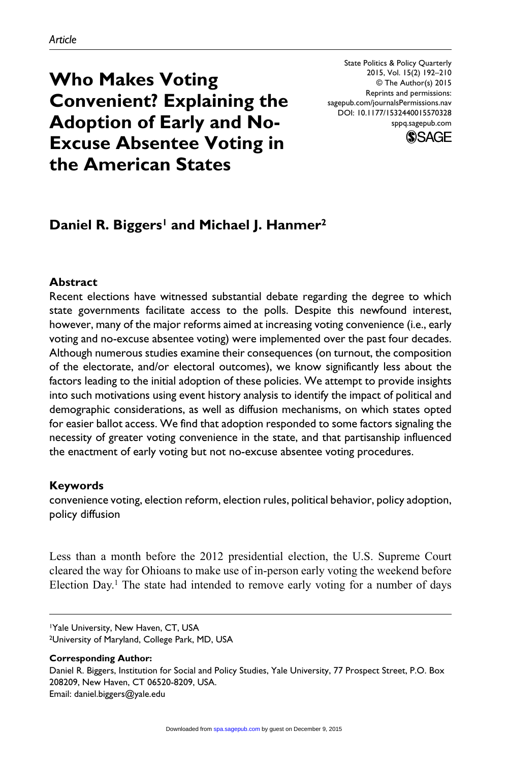*Article*

# Who Makes Voting Convenient? Explaining the Adoption of Early and No-Excuse Absentee Voting in the American States

State Politics & Policy Quarterly
2015, Vol. 15(2) 192–210
© The Author(s) 2015
Reprints and permissions:
sagepub.com/journalsPermissions.nav
DOI: 10.1177/1532440015570328
sppq.sagepub.com

**Daniel R. Biggers[1] and Michael J. Hanmer[2]**

## Abstract

Recent elections have witnessed substantial debate regarding the degree to which state governments facilitate access to the polls. Despite this newfound interest, however, many of the major reforms aimed at increasing voting convenience (i.e., early voting and no-excuse absentee voting) were implemented over the past four decades. Although numerous studies examine their consequences (on turnout, the composition of the electorate, and/or electoral outcomes), we know significantly less about the factors leading to the initial adoption of these policies. We attempt to provide insights into such motivations using event history analysis to identify the impact of political and demographic considerations, as well as diffusion mechanisms, on which states opted for easier ballot access. We find that adoption responded to some factors signaling the necessity of greater voting convenience in the state, and that partisanship influenced the enactment of early voting but not no-excuse absentee voting procedures.

## Keywords

convenience voting, election reform, election rules, political behavior, policy adoption, policy diffusion

Less than a month before the 2012 presidential election, the U.S. Supreme Court cleared the way for Ohioans to make use of in-person early voting the weekend before Election Day.[1] The state had intended to remove early voting for a number of days

[1]Yale University, New Haven, CT, USA
[2]University of Maryland, College Park, MD, USA

**Corresponding Author:**
Daniel R. Biggers, Institution for Social and Policy Studies, Yale University, 77 Prospect Street, P.O. Box 208209, New Haven, CT 06520-8209, USA.
Email: daniel.biggers@yale.edu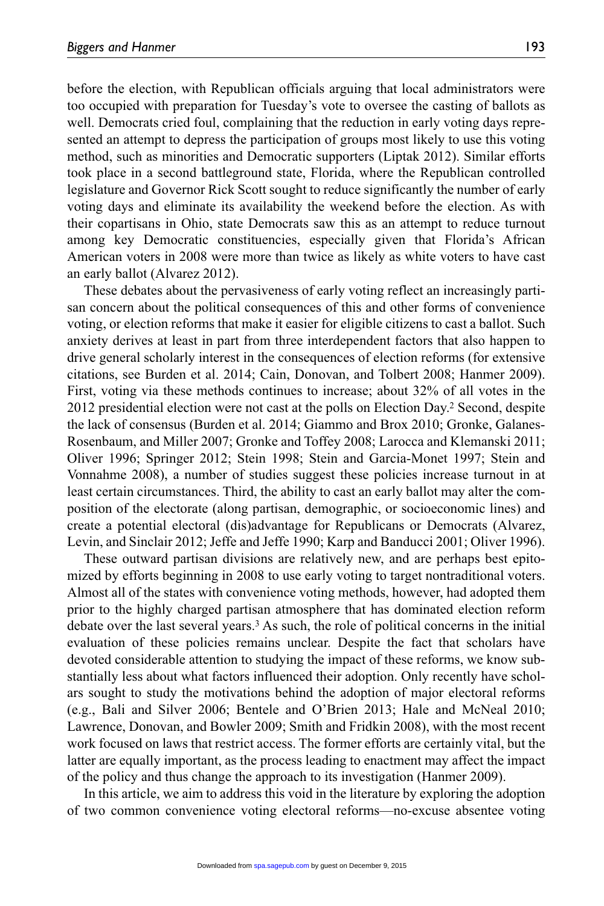before the election, with Republican officials arguing that local administrators were too occupied with preparation for Tuesday's vote to oversee the casting of ballots as well. Democrats cried foul, complaining that the reduction in early voting days represented an attempt to depress the participation of groups most likely to use this voting method, such as minorities and Democratic supporters (Liptak 2012). Similar efforts took place in a second battleground state, Florida, where the Republican controlled legislature and Governor Rick Scott sought to reduce significantly the number of early voting days and eliminate its availability the weekend before the election. As with their copartisans in Ohio, state Democrats saw this as an attempt to reduce turnout among key Democratic constituencies, especially given that Florida's African American voters in 2008 were more than twice as likely as white voters to have cast an early ballot (Alvarez 2012).

These debates about the pervasiveness of early voting reflect an increasingly partisan concern about the political consequences of this and other forms of convenience voting, or election reforms that make it easier for eligible citizens to cast a ballot. Such anxiety derives at least in part from three interdependent factors that also happen to drive general scholarly interest in the consequences of election reforms (for extensive citations, see Burden et al. 2014; Cain, Donovan, and Tolbert 2008; Hanmer 2009). First, voting via these methods continues to increase; about 32% of all votes in the 2012 presidential election were not cast at the polls on Election Day.[2] Second, despite the lack of consensus (Burden et al. 2014; Giammo and Brox 2010; Gronke, Galanes-Rosenbaum, and Miller 2007; Gronke and Toffey 2008; Larocca and Klemanski 2011; Oliver 1996; Springer 2012; Stein 1998; Stein and Garcia-Monet 1997; Stein and Vonnahme 2008), a number of studies suggest these policies increase turnout in at least certain circumstances. Third, the ability to cast an early ballot may alter the composition of the electorate (along partisan, demographic, or socioeconomic lines) and create a potential electoral (dis)advantage for Republicans or Democrats (Alvarez, Levin, and Sinclair 2012; Jeffe and Jeffe 1990; Karp and Banducci 2001; Oliver 1996).

These outward partisan divisions are relatively new, and are perhaps best epitomized by efforts beginning in 2008 to use early voting to target nontraditional voters. Almost all of the states with convenience voting methods, however, had adopted them prior to the highly charged partisan atmosphere that has dominated election reform debate over the last several years.[3] As such, the role of political concerns in the initial evaluation of these policies remains unclear. Despite the fact that scholars have devoted considerable attention to studying the impact of these reforms, we know substantially less about what factors influenced their adoption. Only recently have scholars sought to study the motivations behind the adoption of major electoral reforms (e.g., Bali and Silver 2006; Bentele and O'Brien 2013; Hale and McNeal 2010; Lawrence, Donovan, and Bowler 2009; Smith and Fridkin 2008), with the most recent work focused on laws that restrict access. The former efforts are certainly vital, but the latter are equally important, as the process leading to enactment may affect the impact of the policy and thus change the approach to its investigation (Hanmer 2009).

In this article, we aim to address this void in the literature by exploring the adoption of two common convenience voting electoral reforms—no-excuse absentee voting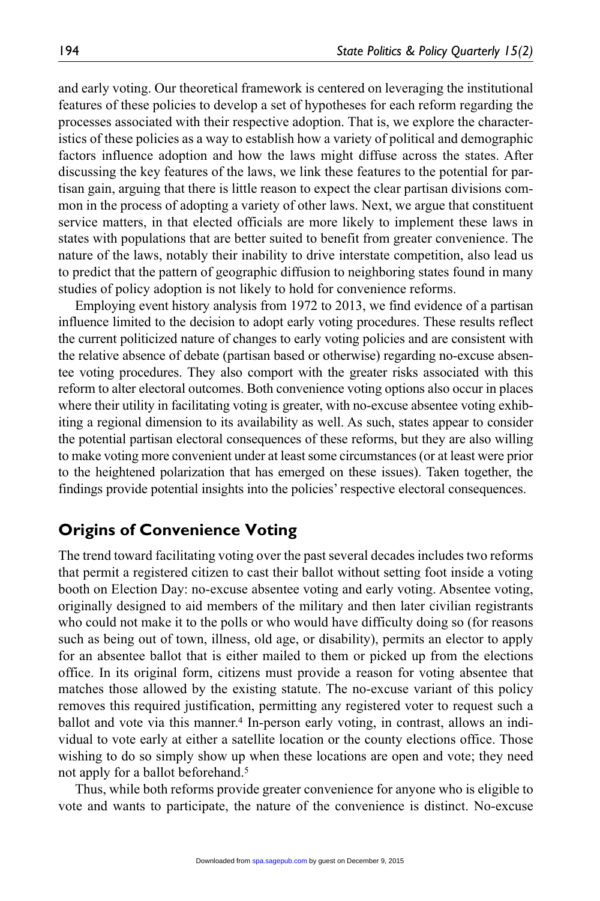and early voting. Our theoretical framework is centered on leveraging the institutional features of these policies to develop a set of hypotheses for each reform regarding the processes associated with their respective adoption. That is, we explore the characteristics of these policies as a way to establish how a variety of political and demographic factors influence adoption and how the laws might diffuse across the states. After discussing the key features of the laws, we link these features to the potential for partisan gain, arguing that there is little reason to expect the clear partisan divisions common in the process of adopting a variety of other laws. Next, we argue that constituent service matters, in that elected officials are more likely to implement these laws in states with populations that are better suited to benefit from greater convenience. The nature of the laws, notably their inability to drive interstate competition, also lead us to predict that the pattern of geographic diffusion to neighboring states found in many studies of policy adoption is not likely to hold for convenience reforms.

Employing event history analysis from 1972 to 2013, we find evidence of a partisan influence limited to the decision to adopt early voting procedures. These results reflect the current politicized nature of changes to early voting policies and are consistent with the relative absence of debate (partisan based or otherwise) regarding no-excuse absentee voting procedures. They also comport with the greater risks associated with this reform to alter electoral outcomes. Both convenience voting options also occur in places where their utility in facilitating voting is greater, with no-excuse absentee voting exhibiting a regional dimension to its availability as well. As such, states appear to consider the potential partisan electoral consequences of these reforms, but they are also willing to make voting more convenient under at least some circumstances (or at least were prior to the heightened polarization that has emerged on these issues). Taken together, the findings provide potential insights into the policies' respective electoral consequences.

## Origins of Convenience Voting

The trend toward facilitating voting over the past several decades includes two reforms that permit a registered citizen to cast their ballot without setting foot inside a voting booth on Election Day: no-excuse absentee voting and early voting. Absentee voting, originally designed to aid members of the military and then later civilian registrants who could not make it to the polls or who would have difficulty doing so (for reasons such as being out of town, illness, old age, or disability), permits an elector to apply for an absentee ballot that is either mailed to them or picked up from the elections office. In its original form, citizens must provide a reason for voting absentee that matches those allowed by the existing statute. The no-excuse variant of this policy removes this required justification, permitting any registered voter to request such a ballot and vote via this manner.[4] In-person early voting, in contrast, allows an individual to vote early at either a satellite location or the county elections office. Those wishing to do so simply show up when these locations are open and vote; they need not apply for a ballot beforehand.[5]

Thus, while both reforms provide greater convenience for anyone who is eligible to vote and wants to participate, the nature of the convenience is distinct. No-excuse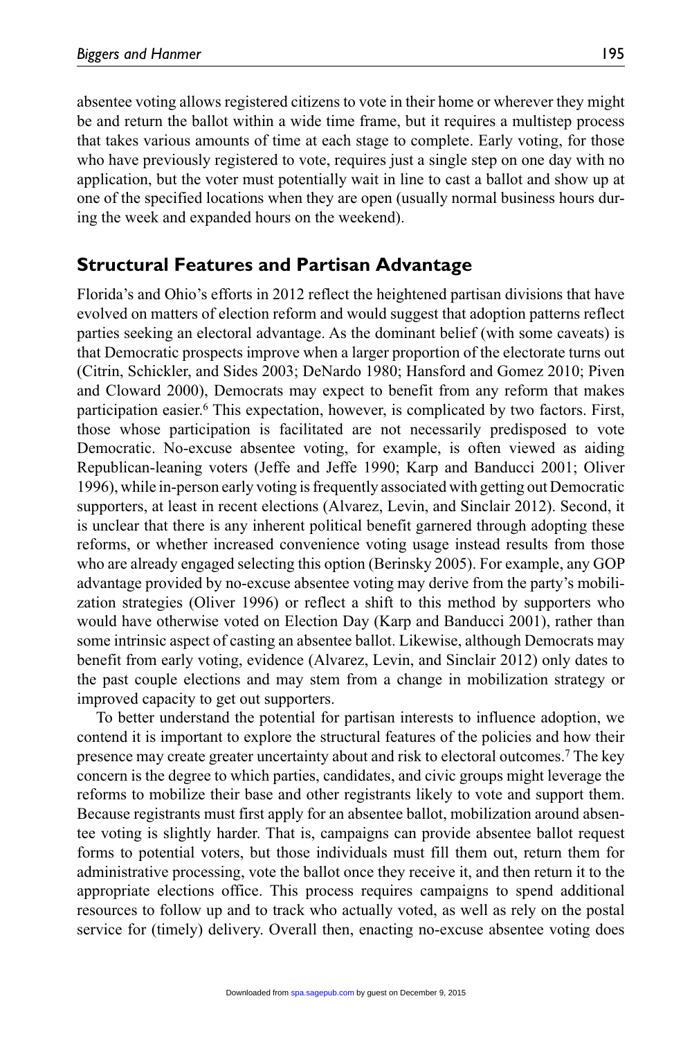absentee voting allows registered citizens to vote in their home or wherever they might be and return the ballot within a wide time frame, but it requires a multistep process that takes various amounts of time at each stage to complete. Early voting, for those who have previously registered to vote, requires just a single step on one day with no application, but the voter must potentially wait in line to cast a ballot and show up at one of the specified locations when they are open (usually normal business hours during the week and expanded hours on the weekend).

## Structural Features and Partisan Advantage

Florida's and Ohio's efforts in 2012 reflect the heightened partisan divisions that have evolved on matters of election reform and would suggest that adoption patterns reflect parties seeking an electoral advantage. As the dominant belief (with some caveats) is that Democratic prospects improve when a larger proportion of the electorate turns out (Citrin, Schickler, and Sides 2003; DeNardo 1980; Hansford and Gomez 2010; Piven and Cloward 2000), Democrats may expect to benefit from any reform that makes participation easier.[6] This expectation, however, is complicated by two factors. First, those whose participation is facilitated are not necessarily predisposed to vote Democratic. No-excuse absentee voting, for example, is often viewed as aiding Republican-leaning voters (Jeffe and Jeffe 1990; Karp and Banducci 2001; Oliver 1996), while in-person early voting is frequently associated with getting out Democratic supporters, at least in recent elections (Alvarez, Levin, and Sinclair 2012). Second, it is unclear that there is any inherent political benefit garnered through adopting these reforms, or whether increased convenience voting usage instead results from those who are already engaged selecting this option (Berinsky 2005). For example, any GOP advantage provided by no-excuse absentee voting may derive from the party's mobilization strategies (Oliver 1996) or reflect a shift to this method by supporters who would have otherwise voted on Election Day (Karp and Banducci 2001), rather than some intrinsic aspect of casting an absentee ballot. Likewise, although Democrats may benefit from early voting, evidence (Alvarez, Levin, and Sinclair 2012) only dates to the past couple elections and may stem from a change in mobilization strategy or improved capacity to get out supporters.

To better understand the potential for partisan interests to influence adoption, we contend it is important to explore the structural features of the policies and how their presence may create greater uncertainty about and risk to electoral outcomes.[7] The key concern is the degree to which parties, candidates, and civic groups might leverage the reforms to mobilize their base and other registrants likely to vote and support them. Because registrants must first apply for an absentee ballot, mobilization around absentee voting is slightly harder. That is, campaigns can provide absentee ballot request forms to potential voters, but those individuals must fill them out, return them for administrative processing, vote the ballot once they receive it, and then return it to the appropriate elections office. This process requires campaigns to spend additional resources to follow up and to track who actually voted, as well as rely on the postal service for (timely) delivery. Overall then, enacting no-excuse absentee voting does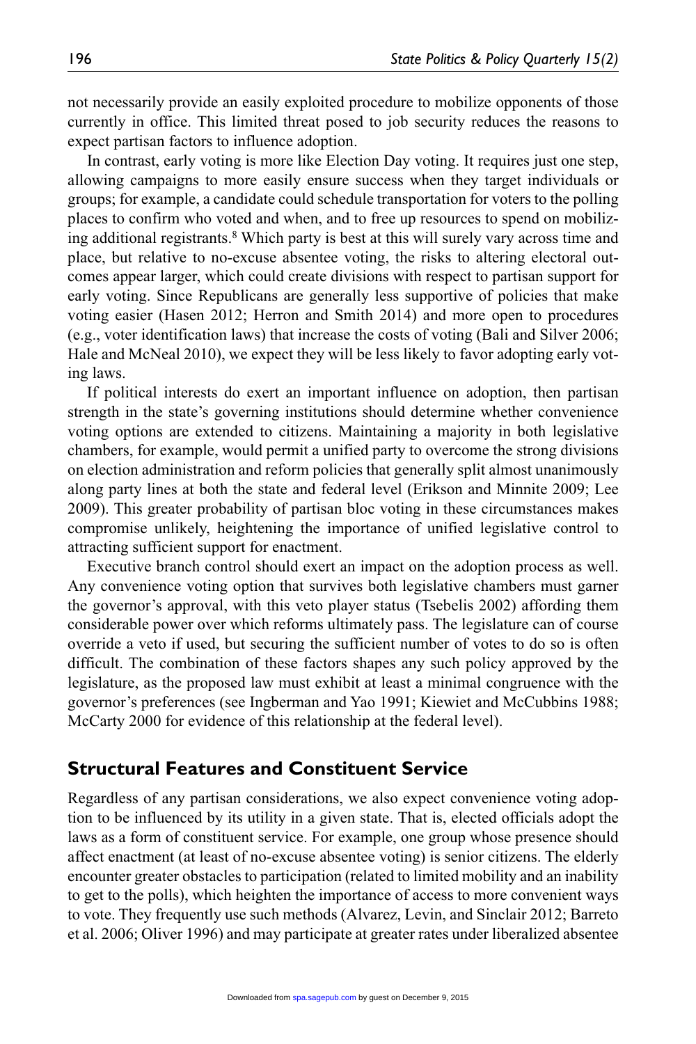not necessarily provide an easily exploited procedure to mobilize opponents of those currently in office. This limited threat posed to job security reduces the reasons to expect partisan factors to influence adoption.

In contrast, early voting is more like Election Day voting. It requires just one step, allowing campaigns to more easily ensure success when they target individuals or groups; for example, a candidate could schedule transportation for voters to the polling places to confirm who voted and when, and to free up resources to spend on mobilizing additional registrants.[8] Which party is best at this will surely vary across time and place, but relative to no-excuse absentee voting, the risks to altering electoral outcomes appear larger, which could create divisions with respect to partisan support for early voting. Since Republicans are generally less supportive of policies that make voting easier (Hasen 2012; Herron and Smith 2014) and more open to procedures (e.g., voter identification laws) that increase the costs of voting (Bali and Silver 2006; Hale and McNeal 2010), we expect they will be less likely to favor adopting early voting laws.

If political interests do exert an important influence on adoption, then partisan strength in the state's governing institutions should determine whether convenience voting options are extended to citizens. Maintaining a majority in both legislative chambers, for example, would permit a unified party to overcome the strong divisions on election administration and reform policies that generally split almost unanimously along party lines at both the state and federal level (Erikson and Minnite 2009; Lee 2009). This greater probability of partisan bloc voting in these circumstances makes compromise unlikely, heightening the importance of unified legislative control to attracting sufficient support for enactment.

Executive branch control should exert an impact on the adoption process as well. Any convenience voting option that survives both legislative chambers must garner the governor's approval, with this veto player status (Tsebelis 2002) affording them considerable power over which reforms ultimately pass. The legislature can of course override a veto if used, but securing the sufficient number of votes to do so is often difficult. The combination of these factors shapes any such policy approved by the legislature, as the proposed law must exhibit at least a minimal congruence with the governor's preferences (see Ingberman and Yao 1991; Kiewiet and McCubbins 1988; McCarty 2000 for evidence of this relationship at the federal level).

## Structural Features and Constituent Service

Regardless of any partisan considerations, we also expect convenience voting adoption to be influenced by its utility in a given state. That is, elected officials adopt the laws as a form of constituent service. For example, one group whose presence should affect enactment (at least of no-excuse absentee voting) is senior citizens. The elderly encounter greater obstacles to participation (related to limited mobility and an inability to get to the polls), which heighten the importance of access to more convenient ways to vote. They frequently use such methods (Alvarez, Levin, and Sinclair 2012; Barreto et al. 2006; Oliver 1996) and may participate at greater rates under liberalized absentee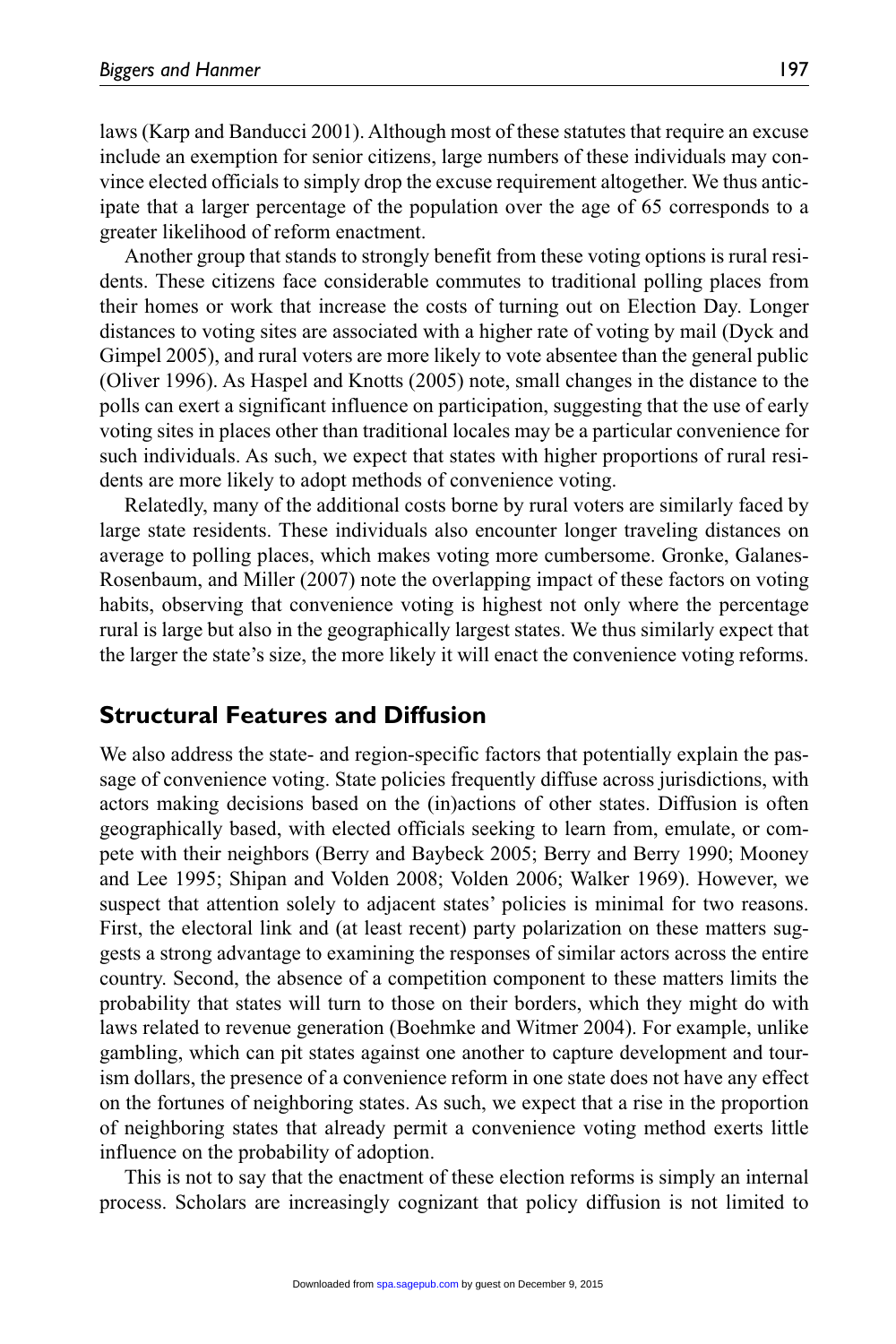laws (Karp and Banducci 2001). Although most of these statutes that require an excuse include an exemption for senior citizens, large numbers of these individuals may convince elected officials to simply drop the excuse requirement altogether. We thus anticipate that a larger percentage of the population over the age of 65 corresponds to a greater likelihood of reform enactment.

Another group that stands to strongly benefit from these voting options is rural residents. These citizens face considerable commutes to traditional polling places from their homes or work that increase the costs of turning out on Election Day. Longer distances to voting sites are associated with a higher rate of voting by mail (Dyck and Gimpel 2005), and rural voters are more likely to vote absentee than the general public (Oliver 1996). As Haspel and Knotts (2005) note, small changes in the distance to the polls can exert a significant influence on participation, suggesting that the use of early voting sites in places other than traditional locales may be a particular convenience for such individuals. As such, we expect that states with higher proportions of rural residents are more likely to adopt methods of convenience voting.

Relatedly, many of the additional costs borne by rural voters are similarly faced by large state residents. These individuals also encounter longer traveling distances on average to polling places, which makes voting more cumbersome. Gronke, Galanes-Rosenbaum, and Miller (2007) note the overlapping impact of these factors on voting habits, observing that convenience voting is highest not only where the percentage rural is large but also in the geographically largest states. We thus similarly expect that the larger the state's size, the more likely it will enact the convenience voting reforms.

## Structural Features and Diffusion

We also address the state- and region-specific factors that potentially explain the passage of convenience voting. State policies frequently diffuse across jurisdictions, with actors making decisions based on the (in)actions of other states. Diffusion is often geographically based, with elected officials seeking to learn from, emulate, or compete with their neighbors (Berry and Baybeck 2005; Berry and Berry 1990; Mooney and Lee 1995; Shipan and Volden 2008; Volden 2006; Walker 1969). However, we suspect that attention solely to adjacent states' policies is minimal for two reasons. First, the electoral link and (at least recent) party polarization on these matters suggests a strong advantage to examining the responses of similar actors across the entire country. Second, the absence of a competition component to these matters limits the probability that states will turn to those on their borders, which they might do with laws related to revenue generation (Boehmke and Witmer 2004). For example, unlike gambling, which can pit states against one another to capture development and tourism dollars, the presence of a convenience reform in one state does not have any effect on the fortunes of neighboring states. As such, we expect that a rise in the proportion of neighboring states that already permit a convenience voting method exerts little influence on the probability of adoption.

This is not to say that the enactment of these election reforms is simply an internal process. Scholars are increasingly cognizant that policy diffusion is not limited to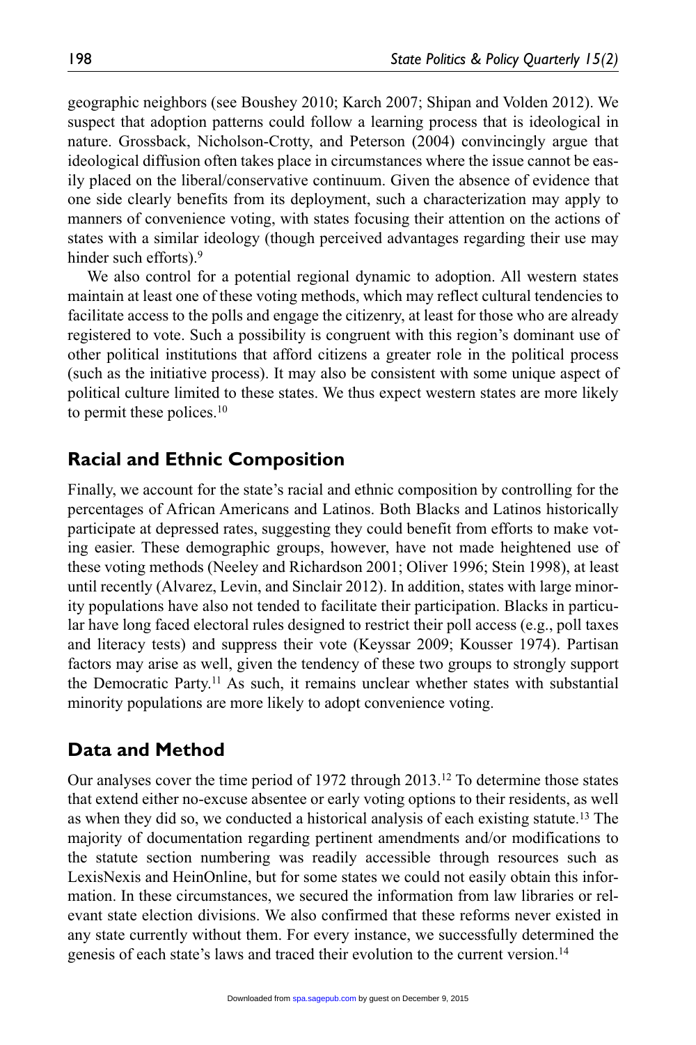geographic neighbors (see Boushey 2010; Karch 2007; Shipan and Volden 2012). We suspect that adoption patterns could follow a learning process that is ideological in nature. Grossback, Nicholson-Crotty, and Peterson (2004) convincingly argue that ideological diffusion often takes place in circumstances where the issue cannot be easily placed on the liberal/conservative continuum. Given the absence of evidence that one side clearly benefits from its deployment, such a characterization may apply to manners of convenience voting, with states focusing their attention on the actions of states with a similar ideology (though perceived advantages regarding their use may hinder such efforts).[9]

We also control for a potential regional dynamic to adoption. All western states maintain at least one of these voting methods, which may reflect cultural tendencies to facilitate access to the polls and engage the citizenry, at least for those who are already registered to vote. Such a possibility is congruent with this region's dominant use of other political institutions that afford citizens a greater role in the political process (such as the initiative process). It may also be consistent with some unique aspect of political culture limited to these states. We thus expect western states are more likely to permit these polices.[10]

## Racial and Ethnic Composition

Finally, we account for the state's racial and ethnic composition by controlling for the percentages of African Americans and Latinos. Both Blacks and Latinos historically participate at depressed rates, suggesting they could benefit from efforts to make voting easier. These demographic groups, however, have not made heightened use of these voting methods (Neeley and Richardson 2001; Oliver 1996; Stein 1998), at least until recently (Alvarez, Levin, and Sinclair 2012). In addition, states with large minority populations have also not tended to facilitate their participation. Blacks in particular have long faced electoral rules designed to restrict their poll access (e.g., poll taxes and literacy tests) and suppress their vote (Keyssar 2009; Kousser 1974). Partisan factors may arise as well, given the tendency of these two groups to strongly support the Democratic Party.[11] As such, it remains unclear whether states with substantial minority populations are more likely to adopt convenience voting.

## Data and Method

Our analyses cover the time period of 1972 through 2013.[12] To determine those states that extend either no-excuse absentee or early voting options to their residents, as well as when they did so, we conducted a historical analysis of each existing statute.[13] The majority of documentation regarding pertinent amendments and/or modifications to the statute section numbering was readily accessible through resources such as LexisNexis and HeinOnline, but for some states we could not easily obtain this information. In these circumstances, we secured the information from law libraries or relevant state election divisions. We also confirmed that these reforms never existed in any state currently without them. For every instance, we successfully determined the genesis of each state's laws and traced their evolution to the current version.[14]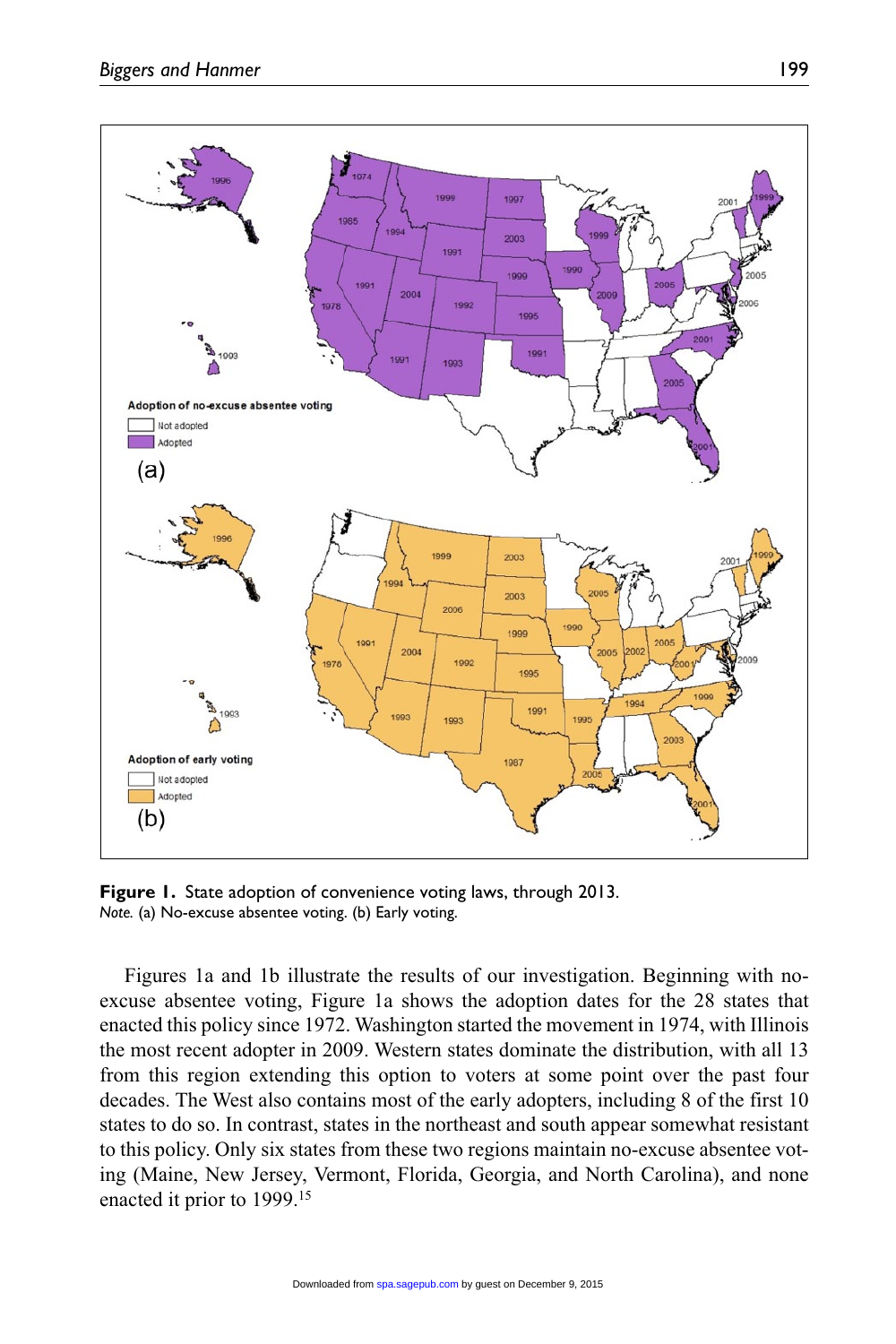**Figure 1.** State adoption of convenience voting laws, through 2013.
*Note.* (a) No-excuse absentee voting. (b) Early voting.

Figures 1a and 1b illustrate the results of our investigation. Beginning with no-excuse absentee voting, Figure 1a shows the adoption dates for the 28 states that enacted this policy since 1972. Washington started the movement in 1974, with Illinois the most recent adopter in 2009. Western states dominate the distribution, with all 13 from this region extending this option to voters at some point over the past four decades. The West also contains most of the early adopters, including 8 of the first 10 states to do so. In contrast, states in the northeast and south appear somewhat resistant to this policy. Only six states from these two regions maintain no-excuse absentee voting (Maine, New Jersey, Vermont, Florida, Georgia, and North Carolina), and none enacted it prior to 1999.[15]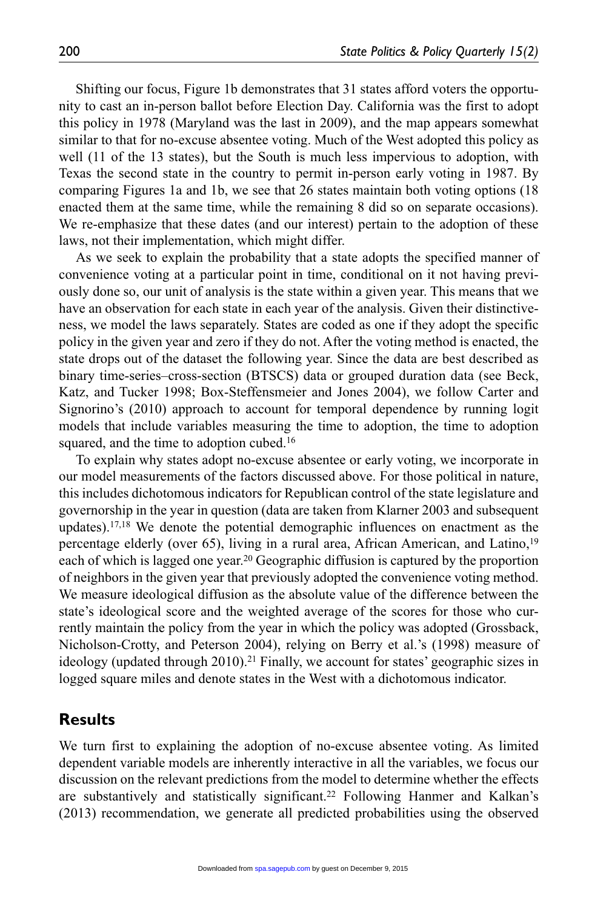Shifting our focus, Figure 1b demonstrates that 31 states afford voters the opportunity to cast an in-person ballot before Election Day. California was the first to adopt this policy in 1978 (Maryland was the last in 2009), and the map appears somewhat similar to that for no-excuse absentee voting. Much of the West adopted this policy as well (11 of the 13 states), but the South is much less impervious to adoption, with Texas the second state in the country to permit in-person early voting in 1987. By comparing Figures 1a and 1b, we see that 26 states maintain both voting options (18 enacted them at the same time, while the remaining 8 did so on separate occasions). We re-emphasize that these dates (and our interest) pertain to the adoption of these laws, not their implementation, which might differ.

As we seek to explain the probability that a state adopts the specified manner of convenience voting at a particular point in time, conditional on it not having previously done so, our unit of analysis is the state within a given year. This means that we have an observation for each state in each year of the analysis. Given their distinctiveness, we model the laws separately. States are coded as one if they adopt the specific policy in the given year and zero if they do not. After the voting method is enacted, the state drops out of the dataset the following year. Since the data are best described as binary time-series–cross-section (BTSCS) data or grouped duration data (see Beck, Katz, and Tucker 1998; Box-Steffensmeier and Jones 2004), we follow Carter and Signorino's (2010) approach to account for temporal dependence by running logit models that include variables measuring the time to adoption, the time to adoption squared, and the time to adoption cubed.[16]

To explain why states adopt no-excuse absentee or early voting, we incorporate in our model measurements of the factors discussed above. For those political in nature, this includes dichotomous indicators for Republican control of the state legislature and governorship in the year in question (data are taken from Klarner 2003 and subsequent updates).[17,18] We denote the potential demographic influences on enactment as the percentage elderly (over 65), living in a rural area, African American, and Latino,[19] each of which is lagged one year.[20] Geographic diffusion is captured by the proportion of neighbors in the given year that previously adopted the convenience voting method. We measure ideological diffusion as the absolute value of the difference between the state's ideological score and the weighted average of the scores for those who currently maintain the policy from the year in which the policy was adopted (Grossback, Nicholson-Crotty, and Peterson 2004), relying on Berry et al.'s (1998) measure of ideology (updated through 2010).[21] Finally, we account for states' geographic sizes in logged square miles and denote states in the West with a dichotomous indicator.

## Results

We turn first to explaining the adoption of no-excuse absentee voting. As limited dependent variable models are inherently interactive in all the variables, we focus our discussion on the relevant predictions from the model to determine whether the effects are substantively and statistically significant.[22] Following Hanmer and Kalkan's (2013) recommendation, we generate all predicted probabilities using the observed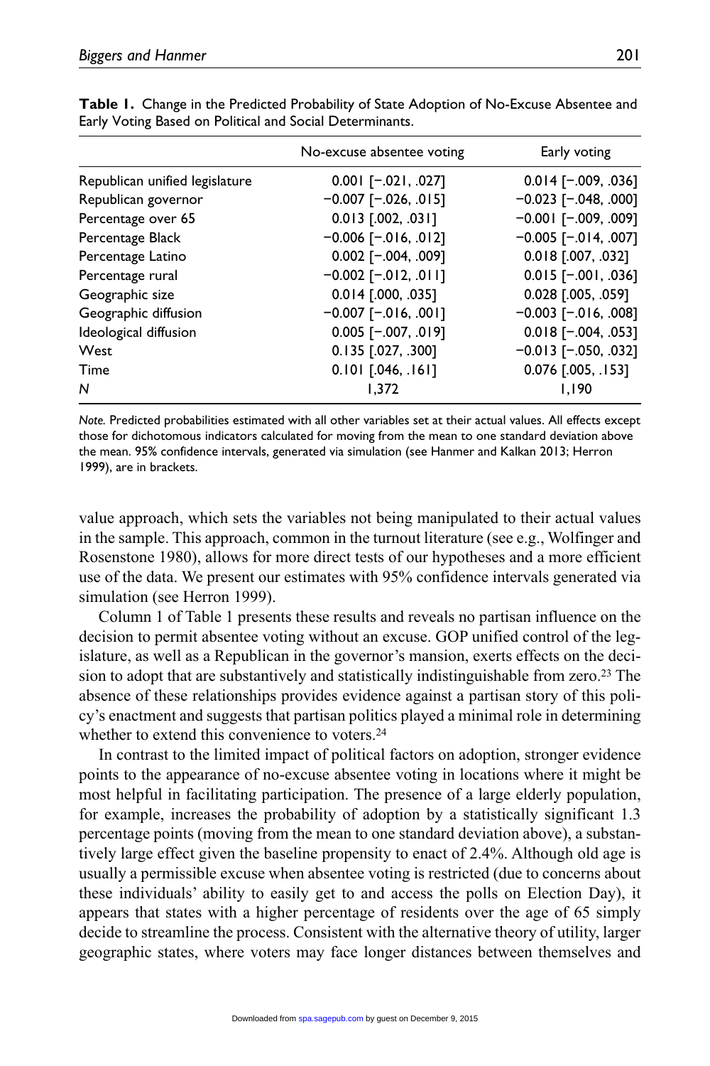**Table 1.** Change in the Predicted Probability of State Adoption of No-Excuse Absentee and Early Voting Based on Political and Social Determinants.

| | No-excuse absentee voting | Early voting |
|---|---|---|
| Republican unified legislature | 0.001 [−.021, .027] | 0.014 [−.009, .036] |
| Republican governor | −0.007 [−.026, .015] | −0.023 [−.048, .000] |
| Percentage over 65 | 0.013 [.002, .031] | −0.001 [−.009, .009] |
| Percentage Black | −0.006 [−.016, .012] | −0.005 [−.014, .007] |
| Percentage Latino | 0.002 [−.004, .009] | 0.018 [.007, .032] |
| Percentage rural | −0.002 [−.012, .011] | 0.015 [−.001, .036] |
| Geographic size | 0.014 [.000, .035] | 0.028 [.005, .059] |
| Geographic diffusion | −0.007 [−.016, .001] | −0.003 [−.016, .008] |
| Ideological diffusion | 0.005 [−.007, .019] | 0.018 [−.004, .053] |
| West | 0.135 [.027, .300] | −0.013 [−.050, .032] |
| Time | 0.101 [.046, .161] | 0.076 [.005, .153] |
| *N* | 1,372 | 1,190 |

*Note.* Predicted probabilities estimated with all other variables set at their actual values. All effects except those for dichotomous indicators calculated for moving from the mean to one standard deviation above the mean. 95% confidence intervals, generated via simulation (see Hanmer and Kalkan 2013; Herron 1999), are in brackets.

value approach, which sets the variables not being manipulated to their actual values in the sample. This approach, common in the turnout literature (see e.g., Wolfinger and Rosenstone 1980), allows for more direct tests of our hypotheses and a more efficient use of the data. We present our estimates with 95% confidence intervals generated via simulation (see Herron 1999).

Column 1 of Table 1 presents these results and reveals no partisan influence on the decision to permit absentee voting without an excuse. GOP unified control of the legislature, as well as a Republican in the governor's mansion, exerts effects on the decision to adopt that are substantively and statistically indistinguishable from zero.[23] The absence of these relationships provides evidence against a partisan story of this policy's enactment and suggests that partisan politics played a minimal role in determining whether to extend this convenience to voters.[24]

In contrast to the limited impact of political factors on adoption, stronger evidence points to the appearance of no-excuse absentee voting in locations where it might be most helpful in facilitating participation. The presence of a large elderly population, for example, increases the probability of adoption by a statistically significant 1.3 percentage points (moving from the mean to one standard deviation above), a substantively large effect given the baseline propensity to enact of 2.4%. Although old age is usually a permissible excuse when absentee voting is restricted (due to concerns about these individuals' ability to easily get to and access the polls on Election Day), it appears that states with a higher percentage of residents over the age of 65 simply decide to streamline the process. Consistent with the alternative theory of utility, larger geographic states, where voters may face longer distances between themselves and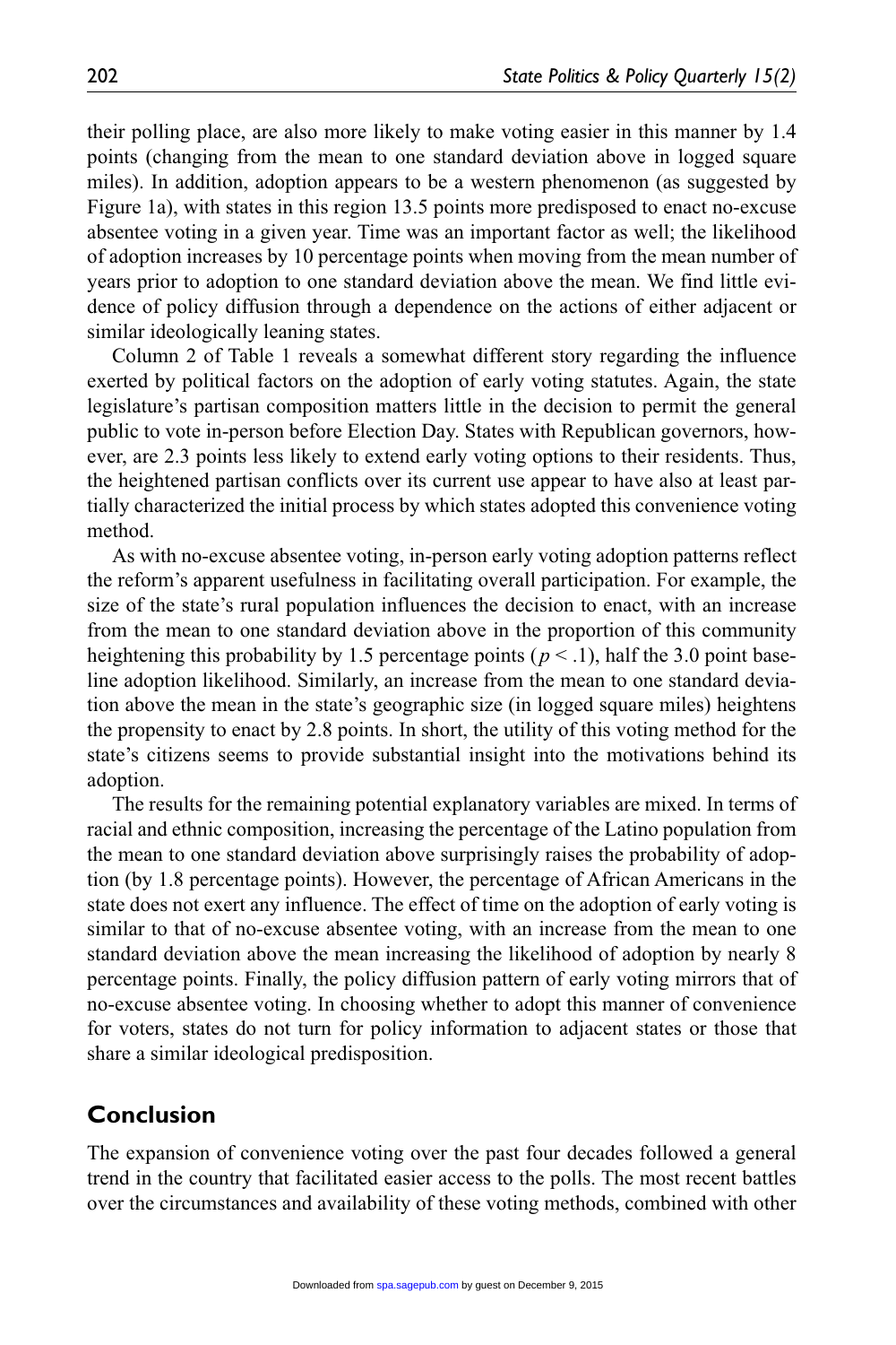their polling place, are also more likely to make voting easier in this manner by 1.4 points (changing from the mean to one standard deviation above in logged square miles). In addition, adoption appears to be a western phenomenon (as suggested by Figure 1a), with states in this region 13.5 points more predisposed to enact no-excuse absentee voting in a given year. Time was an important factor as well; the likelihood of adoption increases by 10 percentage points when moving from the mean number of years prior to adoption to one standard deviation above the mean. We find little evidence of policy diffusion through a dependence on the actions of either adjacent or similar ideologically leaning states.

Column 2 of Table 1 reveals a somewhat different story regarding the influence exerted by political factors on the adoption of early voting statutes. Again, the state legislature's partisan composition matters little in the decision to permit the general public to vote in-person before Election Day. States with Republican governors, however, are 2.3 points less likely to extend early voting options to their residents. Thus, the heightened partisan conflicts over its current use appear to have also at least partially characterized the initial process by which states adopted this convenience voting method.

As with no-excuse absentee voting, in-person early voting adoption patterns reflect the reform's apparent usefulness in facilitating overall participation. For example, the size of the state's rural population influences the decision to enact, with an increase from the mean to one standard deviation above in the proportion of this community heightening this probability by 1.5 percentage points ($p < .1$), half the 3.0 point baseline adoption likelihood. Similarly, an increase from the mean to one standard deviation above the mean in the state's geographic size (in logged square miles) heightens the propensity to enact by 2.8 points. In short, the utility of this voting method for the state's citizens seems to provide substantial insight into the motivations behind its adoption.

The results for the remaining potential explanatory variables are mixed. In terms of racial and ethnic composition, increasing the percentage of the Latino population from the mean to one standard deviation above surprisingly raises the probability of adoption (by 1.8 percentage points). However, the percentage of African Americans in the state does not exert any influence. The effect of time on the adoption of early voting is similar to that of no-excuse absentee voting, with an increase from the mean to one standard deviation above the mean increasing the likelihood of adoption by nearly 8 percentage points. Finally, the policy diffusion pattern of early voting mirrors that of no-excuse absentee voting. In choosing whether to adopt this manner of convenience for voters, states do not turn for policy information to adjacent states or those that share a similar ideological predisposition.

## Conclusion

The expansion of convenience voting over the past four decades followed a general trend in the country that facilitated easier access to the polls. The most recent battles over the circumstances and availability of these voting methods, combined with other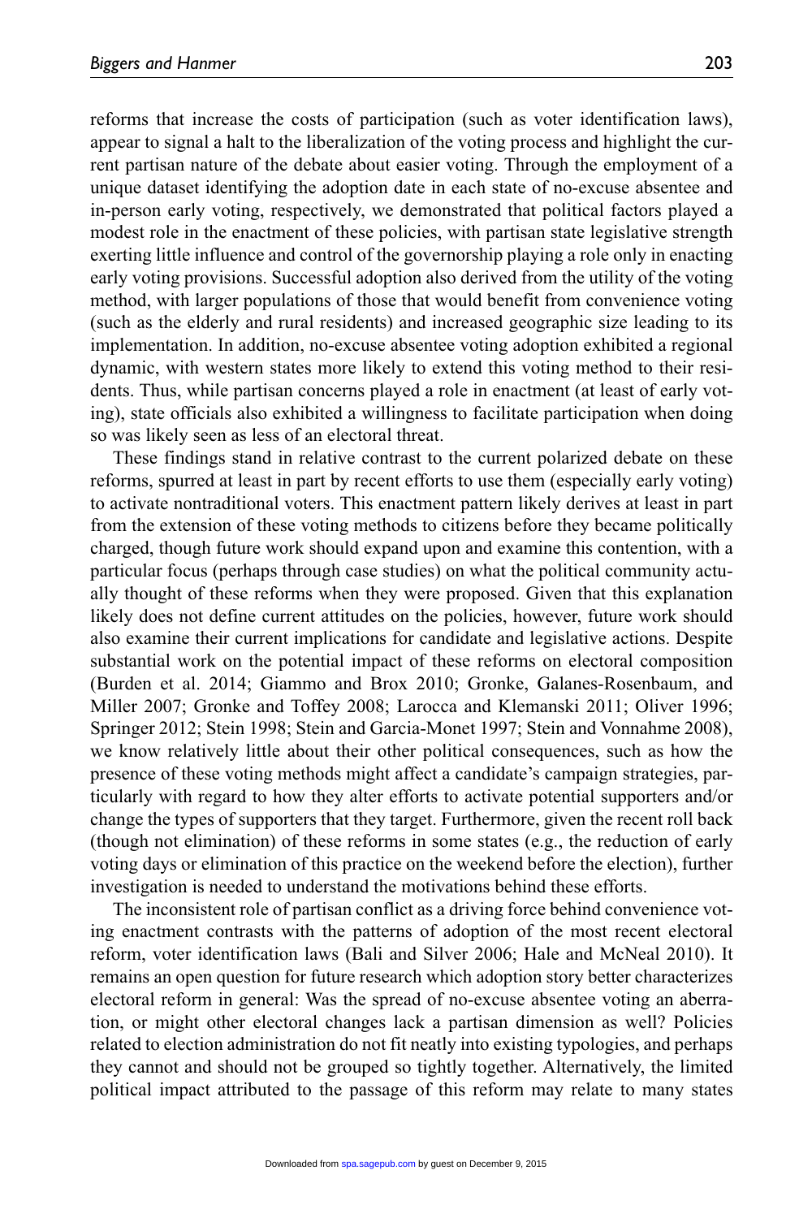reforms that increase the costs of participation (such as voter identification laws), appear to signal a halt to the liberalization of the voting process and highlight the current partisan nature of the debate about easier voting. Through the employment of a unique dataset identifying the adoption date in each state of no-excuse absentee and in-person early voting, respectively, we demonstrated that political factors played a modest role in the enactment of these policies, with partisan state legislative strength exerting little influence and control of the governorship playing a role only in enacting early voting provisions. Successful adoption also derived from the utility of the voting method, with larger populations of those that would benefit from convenience voting (such as the elderly and rural residents) and increased geographic size leading to its implementation. In addition, no-excuse absentee voting adoption exhibited a regional dynamic, with western states more likely to extend this voting method to their residents. Thus, while partisan concerns played a role in enactment (at least of early voting), state officials also exhibited a willingness to facilitate participation when doing so was likely seen as less of an electoral threat.

These findings stand in relative contrast to the current polarized debate on these reforms, spurred at least in part by recent efforts to use them (especially early voting) to activate nontraditional voters. This enactment pattern likely derives at least in part from the extension of these voting methods to citizens before they became politically charged, though future work should expand upon and examine this contention, with a particular focus (perhaps through case studies) on what the political community actually thought of these reforms when they were proposed. Given that this explanation likely does not define current attitudes on the policies, however, future work should also examine their current implications for candidate and legislative actions. Despite substantial work on the potential impact of these reforms on electoral composition (Burden et al. 2014; Giammo and Brox 2010; Gronke, Galanes-Rosenbaum, and Miller 2007; Gronke and Toffey 2008; Larocca and Klemanski 2011; Oliver 1996; Springer 2012; Stein 1998; Stein and Garcia-Monet 1997; Stein and Vonnahme 2008), we know relatively little about their other political consequences, such as how the presence of these voting methods might affect a candidate's campaign strategies, particularly with regard to how they alter efforts to activate potential supporters and/or change the types of supporters that they target. Furthermore, given the recent roll back (though not elimination) of these reforms in some states (e.g., the reduction of early voting days or elimination of this practice on the weekend before the election), further investigation is needed to understand the motivations behind these efforts.

The inconsistent role of partisan conflict as a driving force behind convenience voting enactment contrasts with the patterns of adoption of the most recent electoral reform, voter identification laws (Bali and Silver 2006; Hale and McNeal 2010). It remains an open question for future research which adoption story better characterizes electoral reform in general: Was the spread of no-excuse absentee voting an aberration, or might other electoral changes lack a partisan dimension as well? Policies related to election administration do not fit neatly into existing typologies, and perhaps they cannot and should not be grouped so tightly together. Alternatively, the limited political impact attributed to the passage of this reform may relate to many states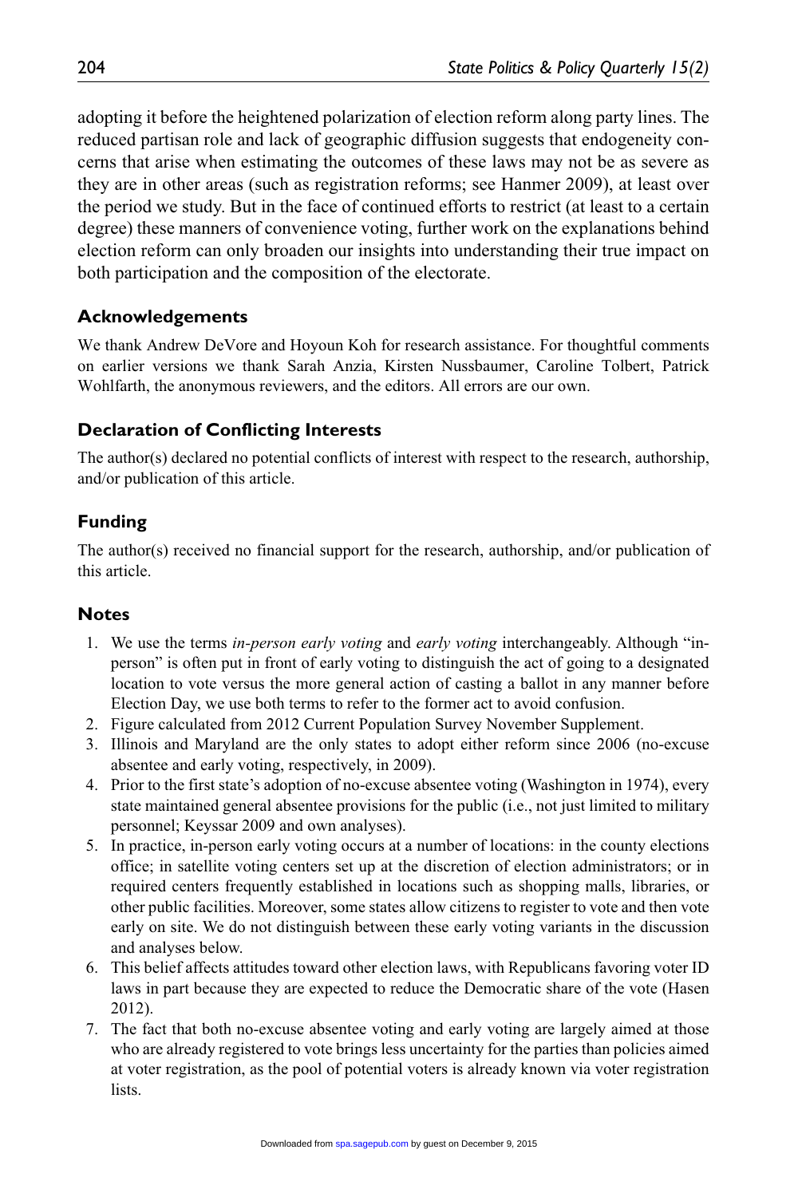adopting it before the heightened polarization of election reform along party lines. The reduced partisan role and lack of geographic diffusion suggests that endogeneity concerns that arise when estimating the outcomes of these laws may not be as severe as they are in other areas (such as registration reforms; see Hanmer 2009), at least over the period we study. But in the face of continued efforts to restrict (at least to a certain degree) these manners of convenience voting, further work on the explanations behind election reform can only broaden our insights into understanding their true impact on both participation and the composition of the electorate.

## Acknowledgements

We thank Andrew DeVore and Hoyoun Koh for research assistance. For thoughtful comments on earlier versions we thank Sarah Anzia, Kirsten Nussbaumer, Caroline Tolbert, Patrick Wohlfarth, the anonymous reviewers, and the editors. All errors are our own.

## Declaration of Conflicting Interests

The author(s) declared no potential conflicts of interest with respect to the research, authorship, and/or publication of this article.

## Funding

The author(s) received no financial support for the research, authorship, and/or publication of this article.

## Notes

1. We use the terms *in-person early voting* and *early voting* interchangeably. Although "in-person" is often put in front of early voting to distinguish the act of going to a designated location to vote versus the more general action of casting a ballot in any manner before Election Day, we use both terms to refer to the former act to avoid confusion.
2. Figure calculated from 2012 Current Population Survey November Supplement.
3. Illinois and Maryland are the only states to adopt either reform since 2006 (no-excuse absentee and early voting, respectively, in 2009).
4. Prior to the first state's adoption of no-excuse absentee voting (Washington in 1974), every state maintained general absentee provisions for the public (i.e., not just limited to military personnel; Keyssar 2009 and own analyses).
5. In practice, in-person early voting occurs at a number of locations: in the county elections office; in satellite voting centers set up at the discretion of election administrators; or in required centers frequently established in locations such as shopping malls, libraries, or other public facilities. Moreover, some states allow citizens to register to vote and then vote early on site. We do not distinguish between these early voting variants in the discussion and analyses below.
6. This belief affects attitudes toward other election laws, with Republicans favoring voter ID laws in part because they are expected to reduce the Democratic share of the vote (Hasen 2012).
7. The fact that both no-excuse absentee voting and early voting are largely aimed at those who are already registered to vote brings less uncertainty for the parties than policies aimed at voter registration, as the pool of potential voters is already known via voter registration lists.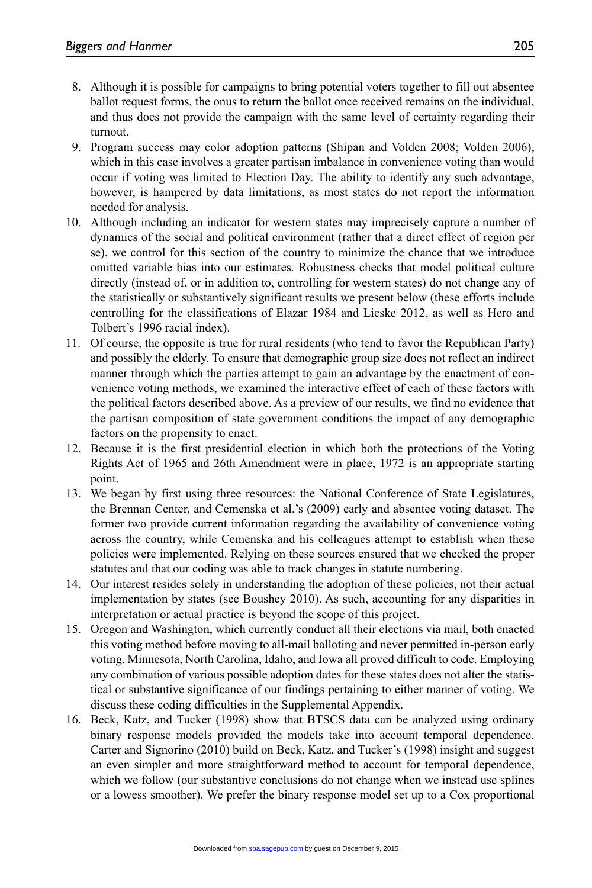8. Although it is possible for campaigns to bring potential voters together to fill out absentee ballot request forms, the onus to return the ballot once received remains on the individual, and thus does not provide the campaign with the same level of certainty regarding their turnout.
9. Program success may color adoption patterns (Shipan and Volden 2008; Volden 2006), which in this case involves a greater partisan imbalance in convenience voting than would occur if voting was limited to Election Day. The ability to identify any such advantage, however, is hampered by data limitations, as most states do not report the information needed for analysis.
10. Although including an indicator for western states may imprecisely capture a number of dynamics of the social and political environment (rather that a direct effect of region per se), we control for this section of the country to minimize the chance that we introduce omitted variable bias into our estimates. Robustness checks that model political culture directly (instead of, or in addition to, controlling for western states) do not change any of the statistically or substantively significant results we present below (these efforts include controlling for the classifications of Elazar 1984 and Lieske 2012, as well as Hero and Tolbert's 1996 racial index).
11. Of course, the opposite is true for rural residents (who tend to favor the Republican Party) and possibly the elderly. To ensure that demographic group size does not reflect an indirect manner through which the parties attempt to gain an advantage by the enactment of convenience voting methods, we examined the interactive effect of each of these factors with the political factors described above. As a preview of our results, we find no evidence that the partisan composition of state government conditions the impact of any demographic factors on the propensity to enact.
12. Because it is the first presidential election in which both the protections of the Voting Rights Act of 1965 and 26th Amendment were in place, 1972 is an appropriate starting point.
13. We began by first using three resources: the National Conference of State Legislatures, the Brennan Center, and Cemenska et al.'s (2009) early and absentee voting dataset. The former two provide current information regarding the availability of convenience voting across the country, while Cemenska and his colleagues attempt to establish when these policies were implemented. Relying on these sources ensured that we checked the proper statutes and that our coding was able to track changes in statute numbering.
14. Our interest resides solely in understanding the adoption of these policies, not their actual implementation by states (see Boushey 2010). As such, accounting for any disparities in interpretation or actual practice is beyond the scope of this project.
15. Oregon and Washington, which currently conduct all their elections via mail, both enacted this voting method before moving to all-mail balloting and never permitted in-person early voting. Minnesota, North Carolina, Idaho, and Iowa all proved difficult to code. Employing any combination of various possible adoption dates for these states does not alter the statistical or substantive significance of our findings pertaining to either manner of voting. We discuss these coding difficulties in the Supplemental Appendix.
16. Beck, Katz, and Tucker (1998) show that BTSCS data can be analyzed using ordinary binary response models provided the models take into account temporal dependence. Carter and Signorino (2010) build on Beck, Katz, and Tucker's (1998) insight and suggest an even simpler and more straightforward method to account for temporal dependence, which we follow (our substantive conclusions do not change when we instead use splines or a lowess smoother). We prefer the binary response model set up to a Cox proportional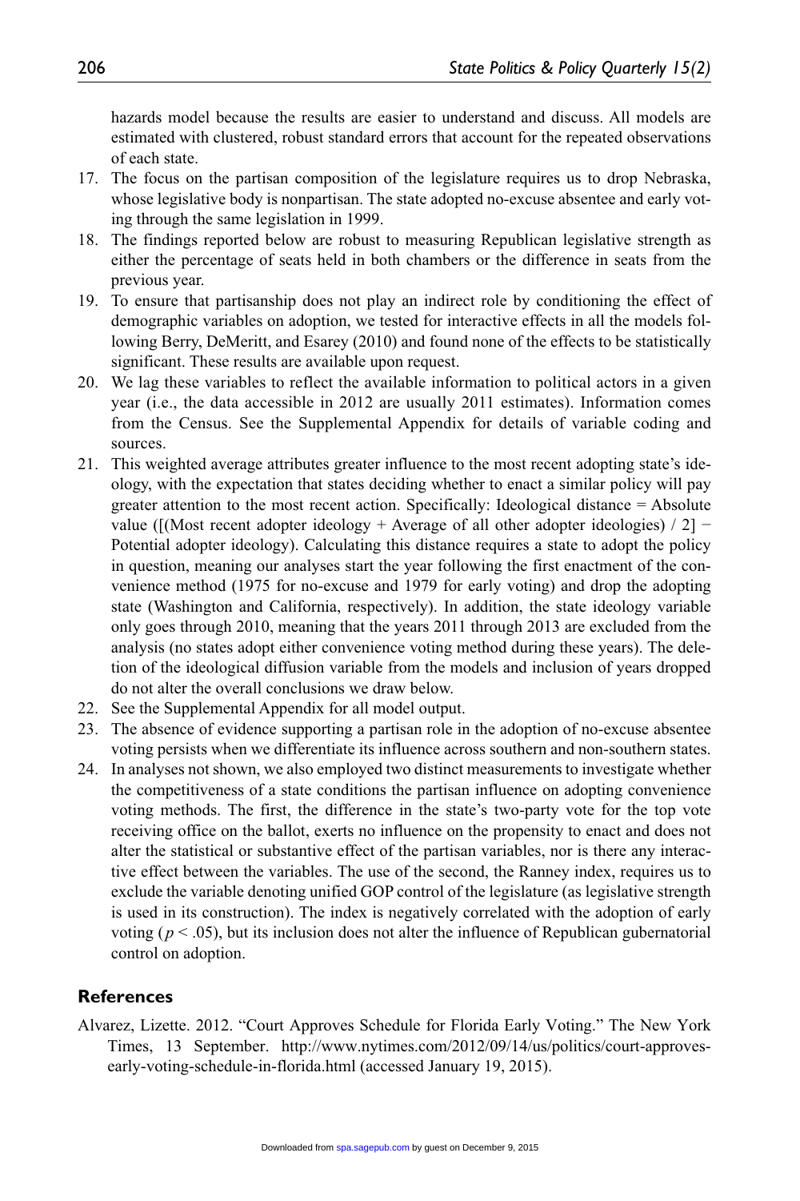hazards model because the results are easier to understand and discuss. All models are estimated with clustered, robust standard errors that account for the repeated observations of each state.

17. The focus on the partisan composition of the legislature requires us to drop Nebraska, whose legislative body is nonpartisan. The state adopted no-excuse absentee and early voting through the same legislation in 1999.
18. The findings reported below are robust to measuring Republican legislative strength as either the percentage of seats held in both chambers or the difference in seats from the previous year.
19. To ensure that partisanship does not play an indirect role by conditioning the effect of demographic variables on adoption, we tested for interactive effects in all the models following Berry, DeMeritt, and Esarey (2010) and found none of the effects to be statistically significant. These results are available upon request.
20. We lag these variables to reflect the available information to political actors in a given year (i.e., the data accessible in 2012 are usually 2011 estimates). Information comes from the Census. See the Supplemental Appendix for details of variable coding and sources.
21. This weighted average attributes greater influence to the most recent adopting state's ideology, with the expectation that states deciding whether to enact a similar policy will pay greater attention to the most recent action. Specifically: Ideological distance = Absolute value ([(Most recent adopter ideology + Average of all other adopter ideologies) / 2] − Potential adopter ideology). Calculating this distance requires a state to adopt the policy in question, meaning our analyses start the year following the first enactment of the convenience method (1975 for no-excuse and 1979 for early voting) and drop the adopting state (Washington and California, respectively). In addition, the state ideology variable only goes through 2010, meaning that the years 2011 through 2013 are excluded from the analysis (no states adopt either convenience voting method during these years). The deletion of the ideological diffusion variable from the models and inclusion of years dropped do not alter the overall conclusions we draw below.
22. See the Supplemental Appendix for all model output.
23. The absence of evidence supporting a partisan role in the adoption of no-excuse absentee voting persists when we differentiate its influence across southern and non-southern states.
24. In analyses not shown, we also employed two distinct measurements to investigate whether the competitiveness of a state conditions the partisan influence on adopting convenience voting methods. The first, the difference in the state's two-party vote for the top vote receiving office on the ballot, exerts no influence on the propensity to enact and does not alter the statistical or substantive effect of the partisan variables, nor is there any interactive effect between the variables. The use of the second, the Ranney index, requires us to exclude the variable denoting unified GOP control of the legislature (as legislative strength is used in its construction). The index is negatively correlated with the adoption of early voting ($p < .05$), but its inclusion does not alter the influence of Republican gubernatorial control on adoption.

## References

Alvarez, Lizette. 2012. "Court Approves Schedule for Florida Early Voting." The New York Times, 13 September. http://www.nytimes.com/2012/09/14/us/politics/court-approves-early-voting-schedule-in-florida.html (accessed January 19, 2015).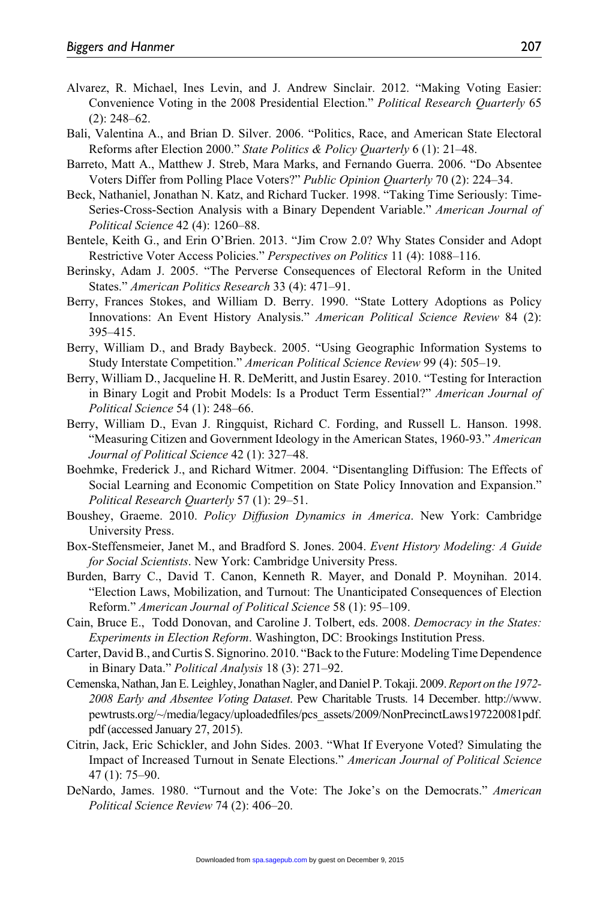Alvarez, R. Michael, Ines Levin, and J. Andrew Sinclair. 2012. "Making Voting Easier: Convenience Voting in the 2008 Presidential Election." *Political Research Quarterly* 65 (2): 248–62.

Bali, Valentina A., and Brian D. Silver. 2006. "Politics, Race, and American State Electoral Reforms after Election 2000." *State Politics & Policy Quarterly* 6 (1): 21–48.

Barreto, Matt A., Matthew J. Streb, Mara Marks, and Fernando Guerra. 2006. "Do Absentee Voters Differ from Polling Place Voters?" *Public Opinion Quarterly* 70 (2): 224–34.

Beck, Nathaniel, Jonathan N. Katz, and Richard Tucker. 1998. "Taking Time Seriously: Time-Series-Cross-Section Analysis with a Binary Dependent Variable." *American Journal of Political Science* 42 (4): 1260–88.

Bentele, Keith G., and Erin O'Brien. 2013. "Jim Crow 2.0? Why States Consider and Adopt Restrictive Voter Access Policies." *Perspectives on Politics* 11 (4): 1088–116.

Berinsky, Adam J. 2005. "The Perverse Consequences of Electoral Reform in the United States." *American Politics Research* 33 (4): 471–91.

Berry, Frances Stokes, and William D. Berry. 1990. "State Lottery Adoptions as Policy Innovations: An Event History Analysis." *American Political Science Review* 84 (2): 395–415.

Berry, William D., and Brady Baybeck. 2005. "Using Geographic Information Systems to Study Interstate Competition." *American Political Science Review* 99 (4): 505–19.

Berry, William D., Jacqueline H. R. DeMeritt, and Justin Esarey. 2010. "Testing for Interaction in Binary Logit and Probit Models: Is a Product Term Essential?" *American Journal of Political Science* 54 (1): 248–66.

Berry, William D., Evan J. Ringquist, Richard C. Fording, and Russell L. Hanson. 1998. "Measuring Citizen and Government Ideology in the American States, 1960-93." *American Journal of Political Science* 42 (1): 327–48.

Boehmke, Frederick J., and Richard Witmer. 2004. "Disentangling Diffusion: The Effects of Social Learning and Economic Competition on State Policy Innovation and Expansion." *Political Research Quarterly* 57 (1): 29–51.

Boushey, Graeme. 2010. *Policy Diffusion Dynamics in America*. New York: Cambridge University Press.

Box-Steffensmeier, Janet M., and Bradford S. Jones. 2004. *Event History Modeling: A Guide for Social Scientists*. New York: Cambridge University Press.

Burden, Barry C., David T. Canon, Kenneth R. Mayer, and Donald P. Moynihan. 2014. "Election Laws, Mobilization, and Turnout: The Unanticipated Consequences of Election Reform." *American Journal of Political Science* 58 (1): 95–109.

Cain, Bruce E., Todd Donovan, and Caroline J. Tolbert, eds. 2008. *Democracy in the States: Experiments in Election Reform*. Washington, DC: Brookings Institution Press.

Carter, David B., and Curtis S. Signorino. 2010. "Back to the Future: Modeling Time Dependence in Binary Data." *Political Analysis* 18 (3): 271–92.

Cemenska, Nathan, Jan E. Leighley, Jonathan Nagler, and Daniel P. Tokaji. 2009. *Report on the 1972-2008 Early and Absentee Voting Dataset*. Pew Charitable Trusts. 14 December. http://www.pewtrusts.org/~/media/legacy/uploadedfiles/pcs_assets/2009/NonPrecinctLaws197220081pdf.pdf (accessed January 27, 2015).

Citrin, Jack, Eric Schickler, and John Sides. 2003. "What If Everyone Voted? Simulating the Impact of Increased Turnout in Senate Elections." *American Journal of Political Science* 47 (1): 75–90.

DeNardo, James. 1980. "Turnout and the Vote: The Joke's on the Democrats." *American Political Science Review* 74 (2): 406–20.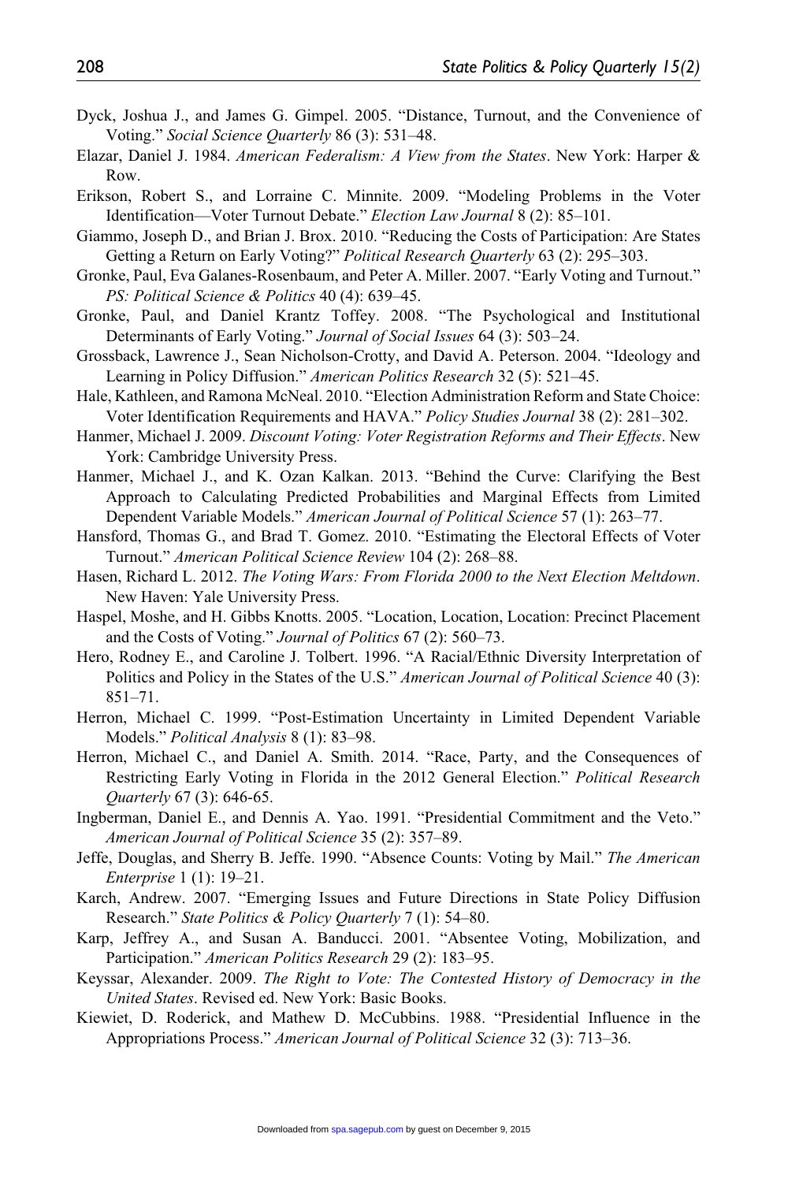Dyck, Joshua J., and James G. Gimpel. 2005. "Distance, Turnout, and the Convenience of Voting." *Social Science Quarterly* 86 (3): 531–48.

Elazar, Daniel J. 1984. *American Federalism: A View from the States*. New York: Harper & Row.

Erikson, Robert S., and Lorraine C. Minnite. 2009. "Modeling Problems in the Voter Identification—Voter Turnout Debate." *Election Law Journal* 8 (2): 85–101.

Giammo, Joseph D., and Brian J. Brox. 2010. "Reducing the Costs of Participation: Are States Getting a Return on Early Voting?" *Political Research Quarterly* 63 (2): 295–303.

Gronke, Paul, Eva Galanes-Rosenbaum, and Peter A. Miller. 2007. "Early Voting and Turnout." *PS: Political Science & Politics* 40 (4): 639–45.

Gronke, Paul, and Daniel Krantz Toffey. 2008. "The Psychological and Institutional Determinants of Early Voting." *Journal of Social Issues* 64 (3): 503–24.

Grossback, Lawrence J., Sean Nicholson-Crotty, and David A. Peterson. 2004. "Ideology and Learning in Policy Diffusion." *American Politics Research* 32 (5): 521–45.

Hale, Kathleen, and Ramona McNeal. 2010. "Election Administration Reform and State Choice: Voter Identification Requirements and HAVA." *Policy Studies Journal* 38 (2): 281–302.

Hanmer, Michael J. 2009. *Discount Voting: Voter Registration Reforms and Their Effects*. New York: Cambridge University Press.

Hanmer, Michael J., and K. Ozan Kalkan. 2013. "Behind the Curve: Clarifying the Best Approach to Calculating Predicted Probabilities and Marginal Effects from Limited Dependent Variable Models." *American Journal of Political Science* 57 (1): 263–77.

Hansford, Thomas G., and Brad T. Gomez. 2010. "Estimating the Electoral Effects of Voter Turnout." *American Political Science Review* 104 (2): 268–88.

Hasen, Richard L. 2012. *The Voting Wars: From Florida 2000 to the Next Election Meltdown*. New Haven: Yale University Press.

Haspel, Moshe, and H. Gibbs Knotts. 2005. "Location, Location, Location: Precinct Placement and the Costs of Voting." *Journal of Politics* 67 (2): 560–73.

Hero, Rodney E., and Caroline J. Tolbert. 1996. "A Racial/Ethnic Diversity Interpretation of Politics and Policy in the States of the U.S." *American Journal of Political Science* 40 (3): 851–71.

Herron, Michael C. 1999. "Post-Estimation Uncertainty in Limited Dependent Variable Models." *Political Analysis* 8 (1): 83–98.

Herron, Michael C., and Daniel A. Smith. 2014. "Race, Party, and the Consequences of Restricting Early Voting in Florida in the 2012 General Election." *Political Research Quarterly* 67 (3): 646-65.

Ingberman, Daniel E., and Dennis A. Yao. 1991. "Presidential Commitment and the Veto." *American Journal of Political Science* 35 (2): 357–89.

Jeffe, Douglas, and Sherry B. Jeffe. 1990. "Absence Counts: Voting by Mail." *The American Enterprise* 1 (1): 19–21.

Karch, Andrew. 2007. "Emerging Issues and Future Directions in State Policy Diffusion Research." *State Politics & Policy Quarterly* 7 (1): 54–80.

Karp, Jeffrey A., and Susan A. Banducci. 2001. "Absentee Voting, Mobilization, and Participation." *American Politics Research* 29 (2): 183–95.

Keyssar, Alexander. 2009. *The Right to Vote: The Contested History of Democracy in the United States*. Revised ed. New York: Basic Books.

Kiewiet, D. Roderick, and Mathew D. McCubbins. 1988. "Presidential Influence in the Appropriations Process." *American Journal of Political Science* 32 (3): 713–36.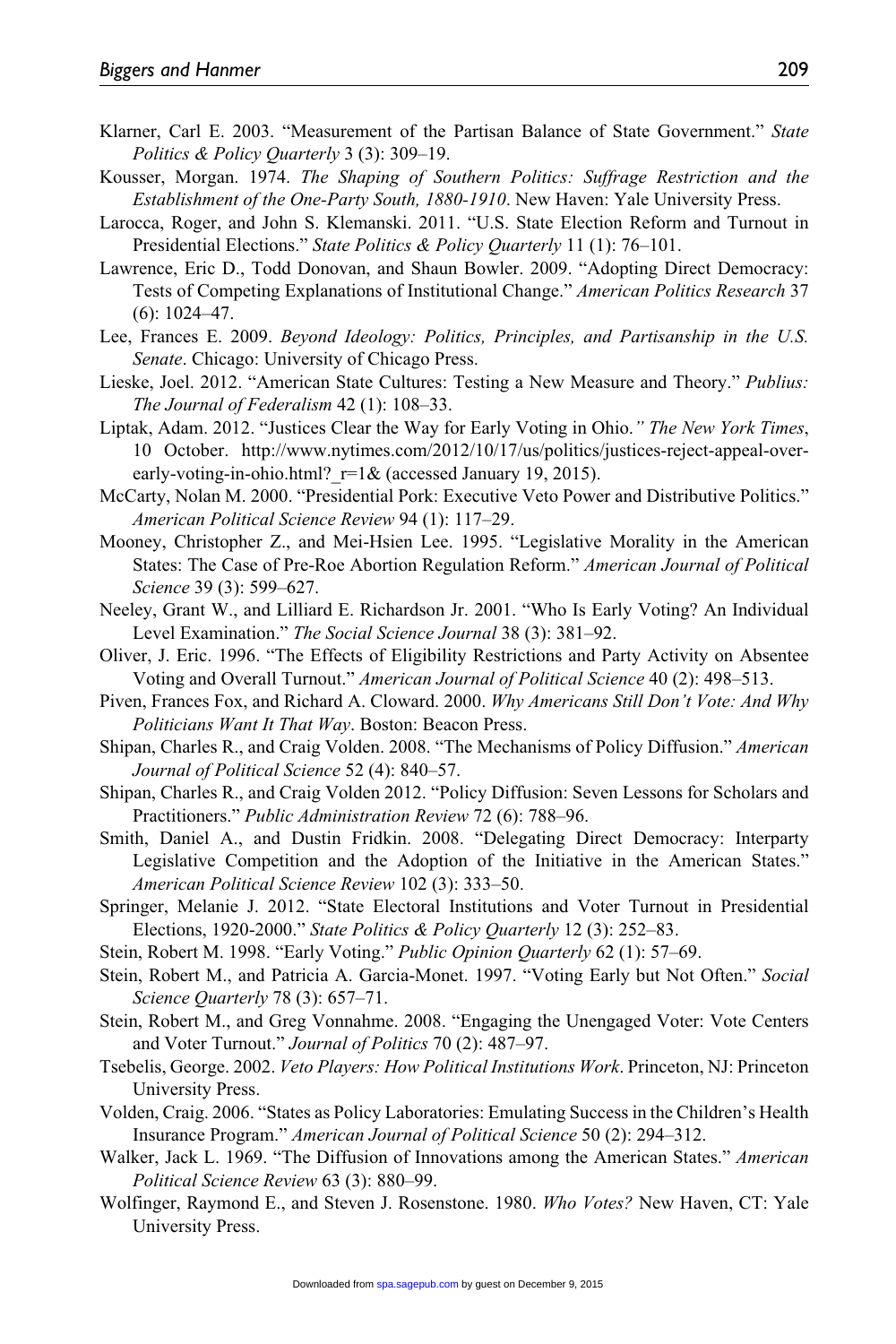Klarner, Carl E. 2003. "Measurement of the Partisan Balance of State Government." *State Politics & Policy Quarterly* 3 (3): 309–19.

Kousser, Morgan. 1974. *The Shaping of Southern Politics: Suffrage Restriction and the Establishment of the One-Party South, 1880-1910*. New Haven: Yale University Press.

Larocca, Roger, and John S. Klemanski. 2011. "U.S. State Election Reform and Turnout in Presidential Elections." *State Politics & Policy Quarterly* 11 (1): 76–101.

Lawrence, Eric D., Todd Donovan, and Shaun Bowler. 2009. "Adopting Direct Democracy: Tests of Competing Explanations of Institutional Change." *American Politics Research* 37 (6): 1024–47.

Lee, Frances E. 2009. *Beyond Ideology: Politics, Principles, and Partisanship in the U.S. Senate*. Chicago: University of Chicago Press.

Lieske, Joel. 2012. "American State Cultures: Testing a New Measure and Theory." *Publius: The Journal of Federalism* 42 (1): 108–33.

Liptak, Adam. 2012. "Justices Clear the Way for Early Voting in Ohio." *The New York Times*, 10 October. http://www.nytimes.com/2012/10/17/us/politics/justices-reject-appeal-over-early-voting-in-ohio.html?_r=1& (accessed January 19, 2015).

McCarty, Nolan M. 2000. "Presidential Pork: Executive Veto Power and Distributive Politics." *American Political Science Review* 94 (1): 117–29.

Mooney, Christopher Z., and Mei-Hsien Lee. 1995. "Legislative Morality in the American States: The Case of Pre-Roe Abortion Regulation Reform." *American Journal of Political Science* 39 (3): 599–627.

Neeley, Grant W., and Lilliard E. Richardson Jr. 2001. "Who Is Early Voting? An Individual Level Examination." *The Social Science Journal* 38 (3): 381–92.

Oliver, J. Eric. 1996. "The Effects of Eligibility Restrictions and Party Activity on Absentee Voting and Overall Turnout." *American Journal of Political Science* 40 (2): 498–513.

Piven, Frances Fox, and Richard A. Cloward. 2000. *Why Americans Still Don't Vote: And Why Politicians Want It That Way*. Boston: Beacon Press.

Shipan, Charles R., and Craig Volden. 2008. "The Mechanisms of Policy Diffusion." *American Journal of Political Science* 52 (4): 840–57.

Shipan, Charles R., and Craig Volden 2012. "Policy Diffusion: Seven Lessons for Scholars and Practitioners." *Public Administration Review* 72 (6): 788–96.

Smith, Daniel A., and Dustin Fridkin. 2008. "Delegating Direct Democracy: Interparty Legislative Competition and the Adoption of the Initiative in the American States." *American Political Science Review* 102 (3): 333–50.

Springer, Melanie J. 2012. "State Electoral Institutions and Voter Turnout in Presidential Elections, 1920-2000." *State Politics & Policy Quarterly* 12 (3): 252–83.

Stein, Robert M. 1998. "Early Voting." *Public Opinion Quarterly* 62 (1): 57–69.

Stein, Robert M., and Patricia A. Garcia-Monet. 1997. "Voting Early but Not Often." *Social Science Quarterly* 78 (3): 657–71.

Stein, Robert M., and Greg Vonnahme. 2008. "Engaging the Unengaged Voter: Vote Centers and Voter Turnout." *Journal of Politics* 70 (2): 487–97.

Tsebelis, George. 2002. *Veto Players: How Political Institutions Work*. Princeton, NJ: Princeton University Press.

Volden, Craig. 2006. "States as Policy Laboratories: Emulating Success in the Children's Health Insurance Program." *American Journal of Political Science* 50 (2): 294–312.

Walker, Jack L. 1969. "The Diffusion of Innovations among the American States." *American Political Science Review* 63 (3): 880–99.

Wolfinger, Raymond E., and Steven J. Rosenstone. 1980. *Who Votes?* New Haven, CT: Yale University Press.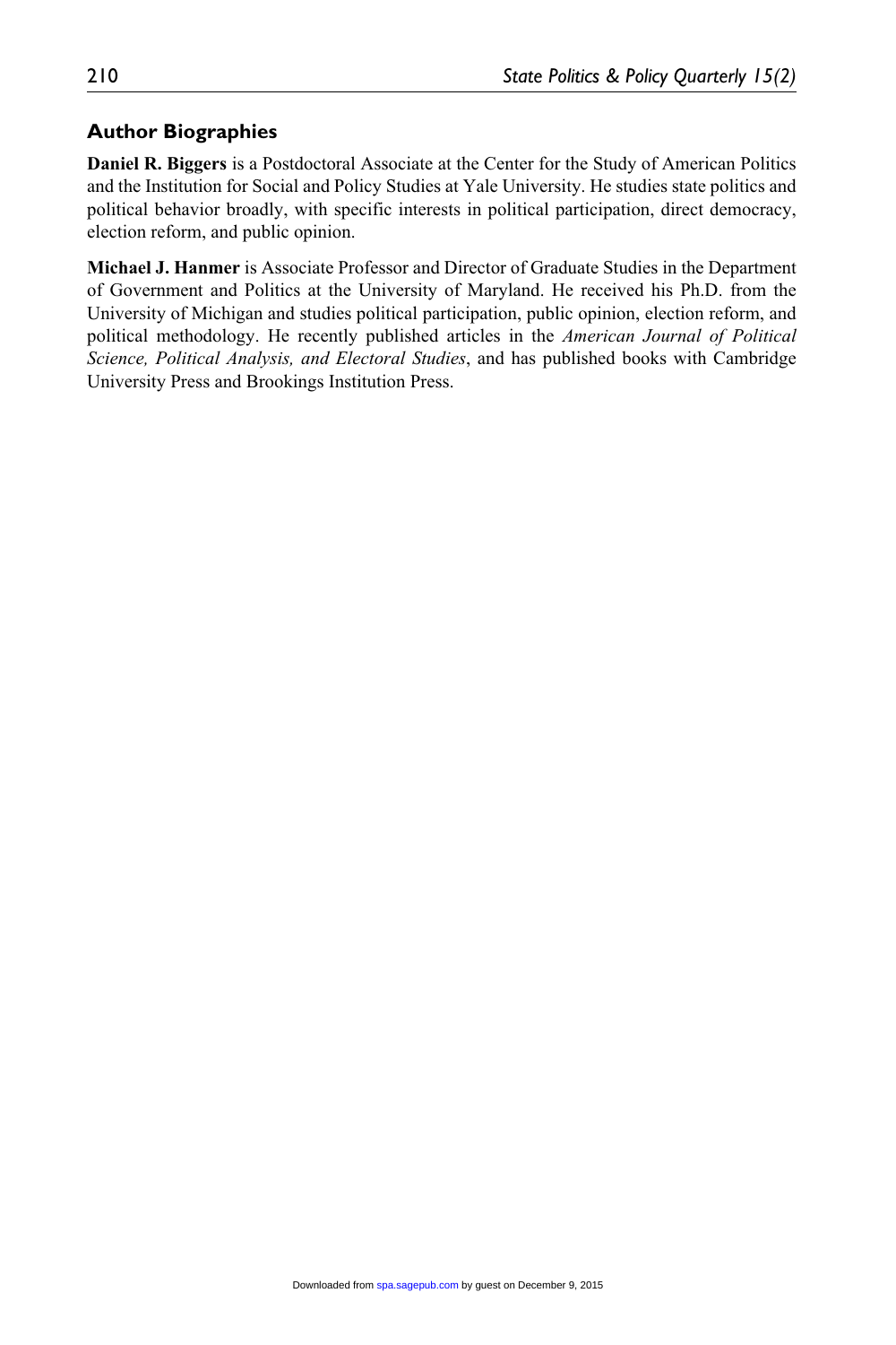## Author Biographies

**Daniel R. Biggers** is a Postdoctoral Associate at the Center for the Study of American Politics and the Institution for Social and Policy Studies at Yale University. He studies state politics and political behavior broadly, with specific interests in political participation, direct democracy, election reform, and public opinion.

**Michael J. Hanmer** is Associate Professor and Director of Graduate Studies in the Department of Government and Politics at the University of Maryland. He received his Ph.D. from the University of Michigan and studies political participation, public opinion, election reform, and political methodology. He recently published articles in the *American Journal of Political Science, Political Analysis, and Electoral Studies*, and has published books with Cambridge University Press and Brookings Institution Press.